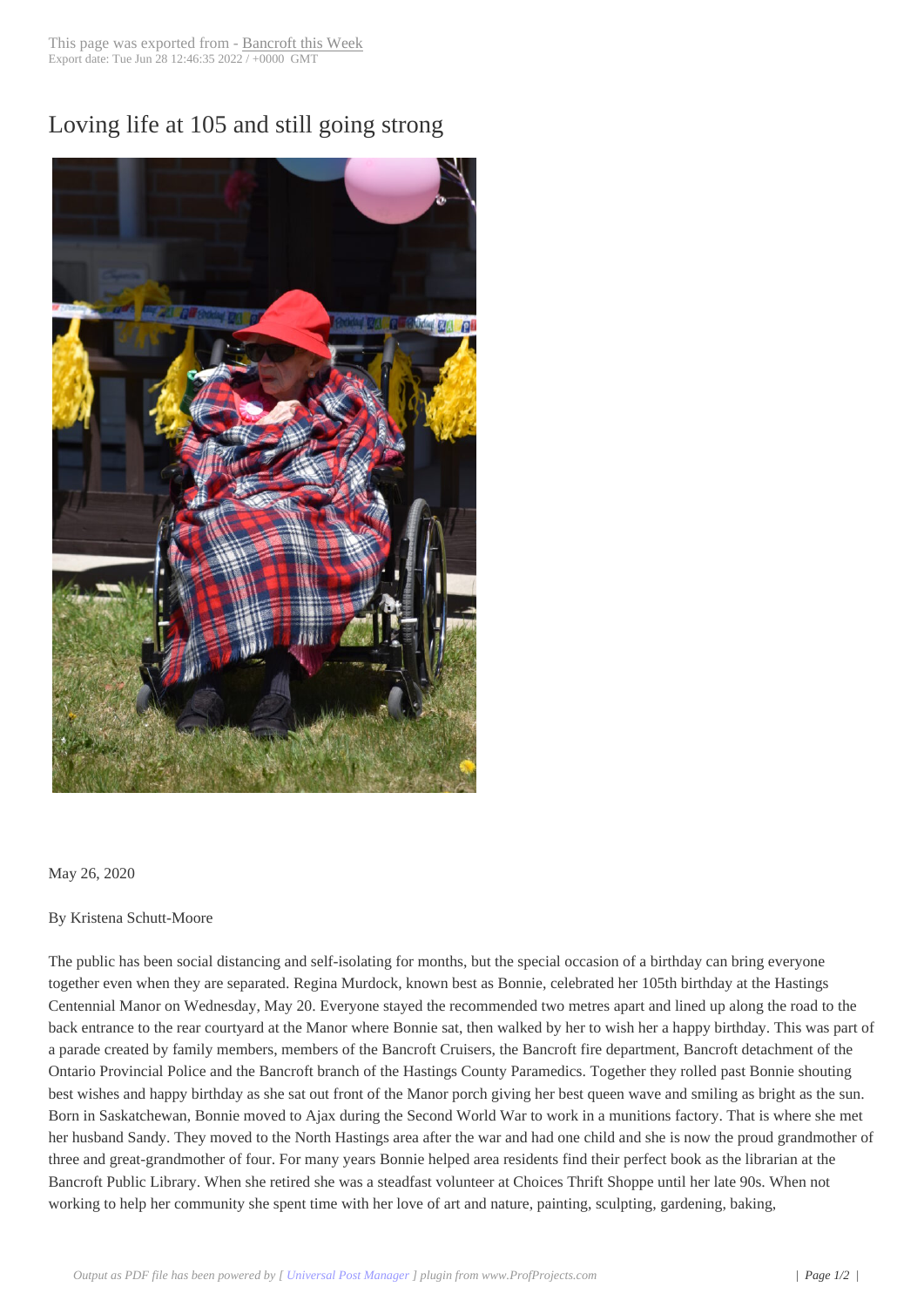# Loving life at 105 and still going strong

May 26, 2020

By Kristena Schutt-Moore

The public has been social distancing and self-isolating for months, but the special occasion of a birthday can bring everyone together even when they are separated. Regina Murdock, known best as Bonnie, celebrated her 105th birthday at the Hastings Centennial Manor on Wednesday, May 20. Everyone stayed the recommended two metres apart and lined up along the road to the back entrance to the rear courtyard at the Manor where Bonnie sat, then walked by her to wish her a happy birthday. This was part of a parade created by family members, members of the Bancroft Cruisers, the Bancroft fire department, Bancroft detachment of the Ontario Provincial Police and the Bancroft branch of the Hastings County Paramedics. Together they rolled past Bonnie shouting best wishes and happy birthday as she sat out front of the Manor porch giving her best queen wave and smiling as bright as the sun. Born in Saskatchewan, Bonnie moved to Ajax during the Second World War to work in a munitions factory. That is where she met her husband Sandy. They moved to the North Hastings area after the war and had one child and she is now the proud grandmother of three and great-grandmother of four. For many years Bonnie helped area residents find their perfect book as the librarian at the Bancroft Public Library. When she retired she was a steadfast volunteer at Choices Thrift Shoppe until her late 90s. When not working to help her community she spent time with her love of art and nature, painting, sculpting, gardening, baking,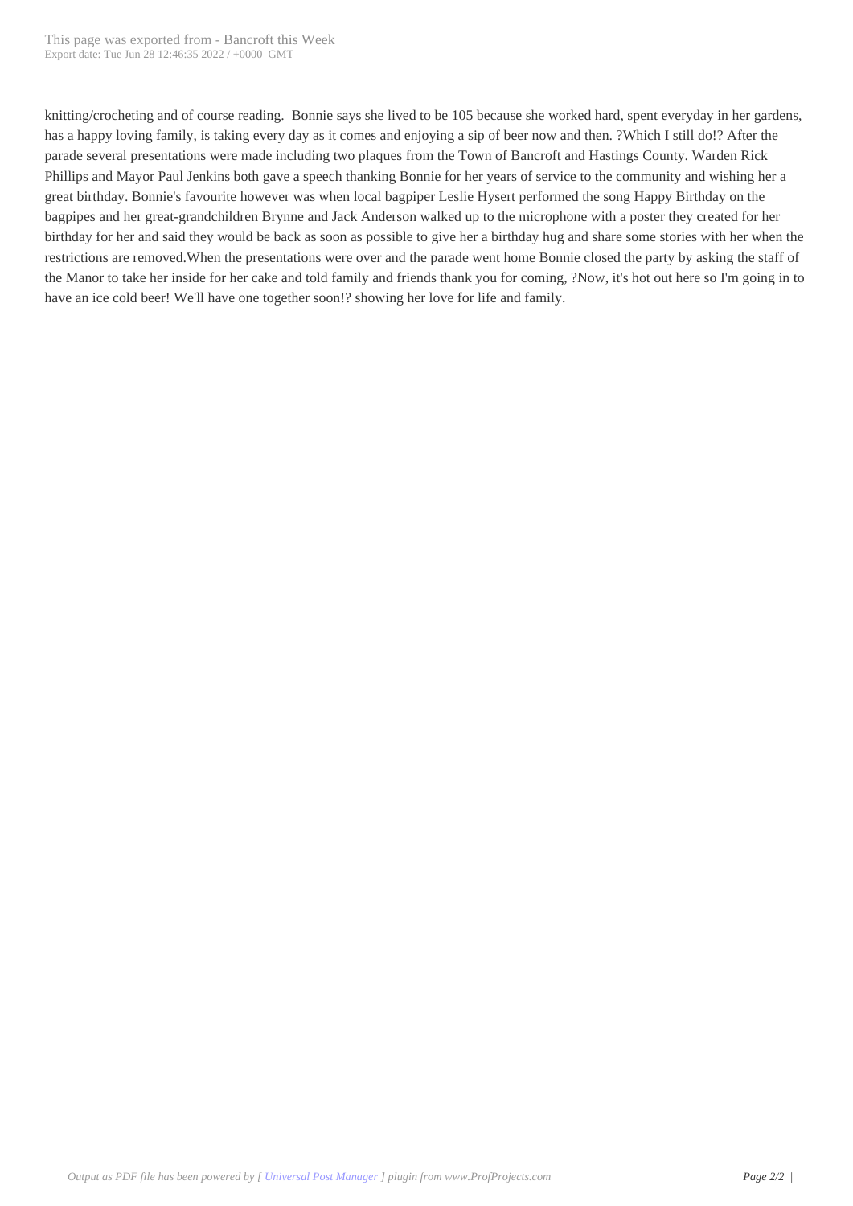knitting/crocheting and of course reading.  Bonnie says she lived to be 105 because she worked hard, spent everyday in her gardens, has a happy loving family, is taking every day as it comes and enjoying a sip of beer now and then. ?Which I still do!? After the parade several presentations were made including two plaques from the Town of Bancroft and Hastings County. Warden Rick Phillips and Mayor Paul Jenkins both gave a speech thanking Bonnie for her years of service to the community and wishing her a great birthday. Bonnie's favourite however was when local bagpiper Leslie Hysert performed the song Happy Birthday on the bagpipes and her great-grandchildren Brynne and Jack Anderson walked up to the microphone with a poster they created for her birthday for her and said they would be back as soon as possible to give her a birthday hug and share some stories with her when the restrictions are removed.When the presentations were over and the parade went home Bonnie closed the party by asking the staff of the Manor to take her inside for her cake and told family and friends thank you for coming, ?Now, it's hot out here so I'm going in to have an ice cold beer! We'll have one together soon!? showing her love for life and family.